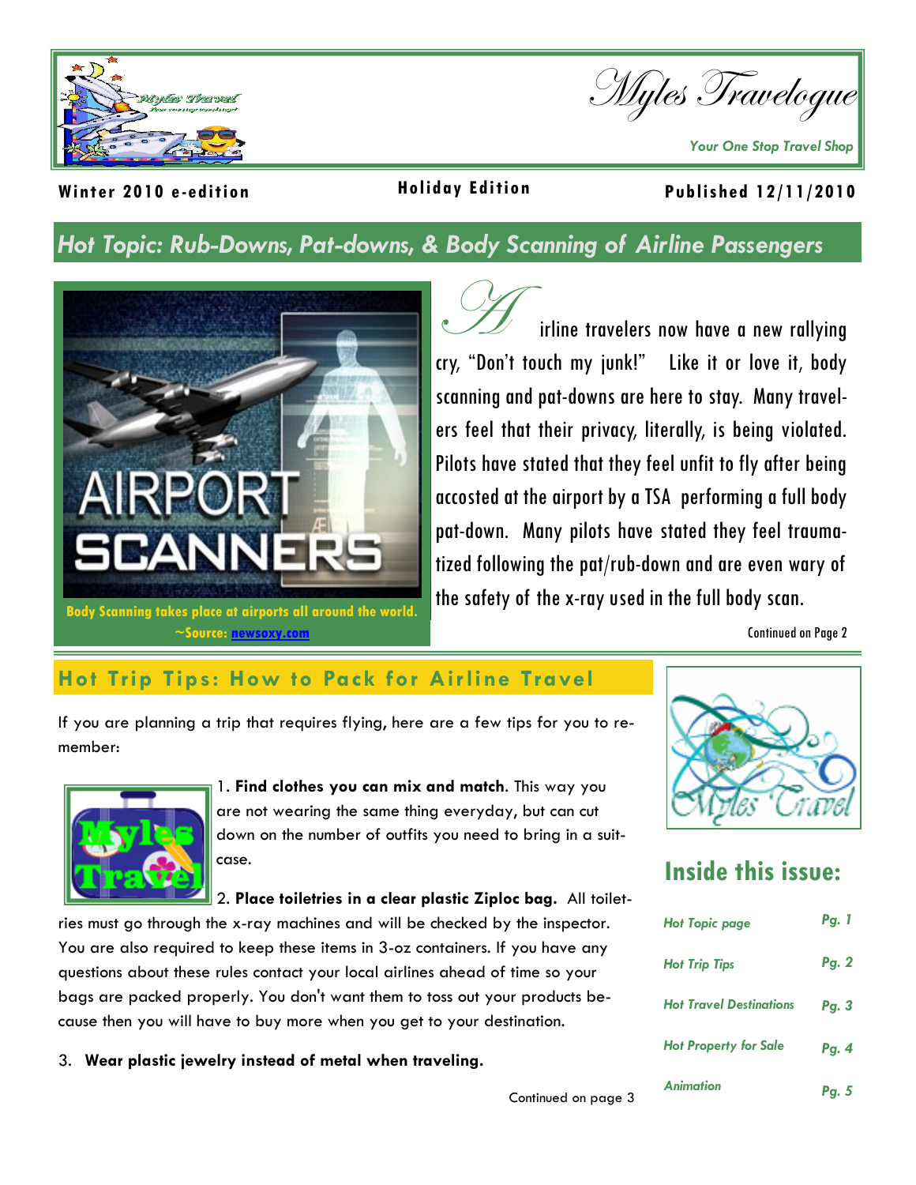# Myles Travelogue

*Your One Stop Travel Shop*

**Winter 2010 e-edition** | **Holiday Edition** | **Published 12/11/2010**

## Hot Topic: Rub-Downs, Pat-downs, & Body Scanning of Airline Passengers

Body Scanning takes place at airports all around the world.
~Source: newsoxy.com

Airline travelers now have a new rallying cry, "Don't touch my junk!" Like it or love it, body scanning and pat-downs are here to stay. Many travelers feel that their privacy, literally, is being violated. Pilots have stated that they feel unfit to fly after being accosted at the airport by a TSA performing a full body pat-down. Many pilots have stated they feel traumatized following the pat/rub-down and are even wary of the safety of the x-ray used in the full body scan.

Continued on Page 2

## Hot Trip Tips: How to Pack for Airline Travel

If you are planning a trip that requires flying, here are a few tips for you to remember:

1. **Find clothes you can mix and match**. This way you are not wearing the same thing everyday, but can cut down on the number of outfits you need to bring in a suitcase.

2. **Place toiletries in a clear plastic Ziploc bag.** All toiletries must go through the x-ray machines and will be checked by the inspector. You are also required to keep these items in 3-oz containers. If you have any questions about these rules contact your local airlines ahead of time so your bags are packed properly. You don't want them to toss out your products because then you will have to buy more when you get to your destination.

3. **Wear plastic jewelry instead of metal when traveling.**

Continued on page 3

## Inside this issue:

| | |
|---|---|
| *Hot Topic page* | *Pg. 1* |
| *Hot Trip Tips* | *Pg. 2* |
| *Hot Travel Destinations* | *Pg. 3* |
| *Hot Property for Sale* | *Pg. 4* |
| *Animation* | *Pg. 5* |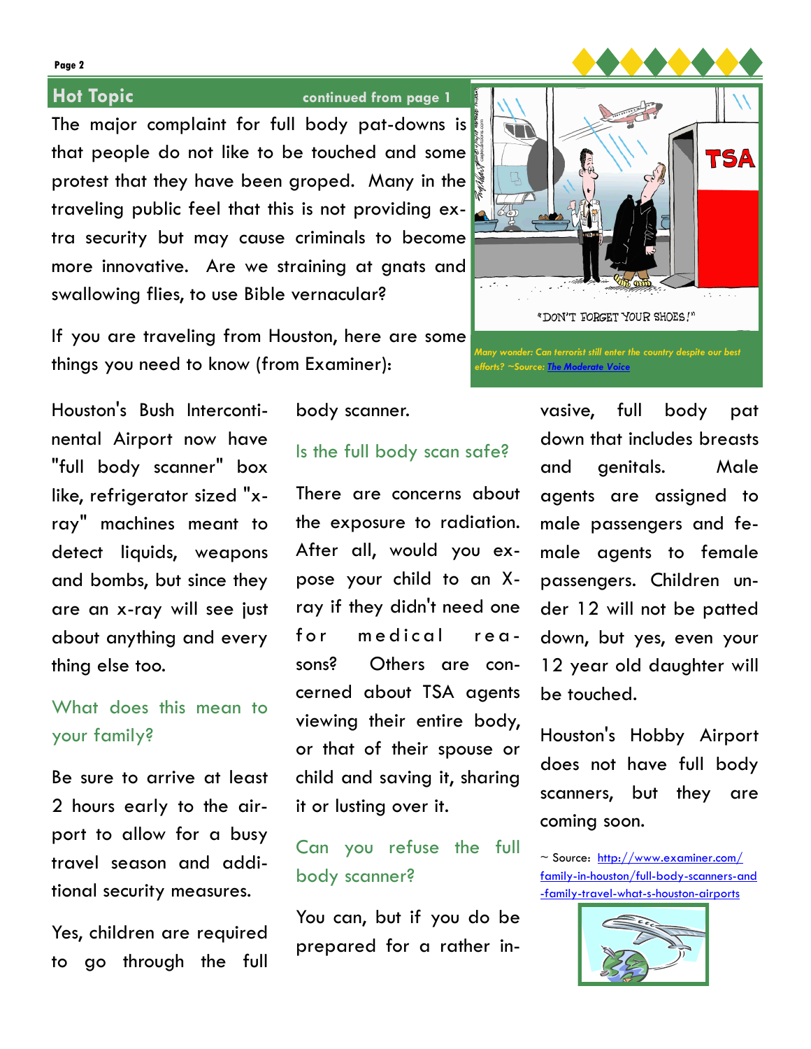## Hot Topic

continued from page 1

The major complaint for full body pat-downs is that people do not like to be touched and some protest that they have been groped. Many in the traveling public feel that this is not providing extra security but may cause criminals to become more innovative. Are we straining at gnats and swallowing flies, to use Bible vernacular?

If you are traveling from Houston, here are some things you need to know (from Examiner):

"DON'T FORGET YOUR SHOES!"

*Many wonder: Can terrorist still enter the country despite our best efforts? ~Source: [The Moderate Voice]*

Houston's Bush Intercontinental Airport now have "full body scanner" box like, refrigerator sized "x-ray" machines meant to detect liquids, weapons and bombs, but since they are an x-ray will see just about anything and every thing else too.

### What does this mean to your family?

Be sure to arrive at least 2 hours early to the airport to allow for a busy travel season and additional security measures.

Yes, children are required to go through the full body scanner.

### Is the full body scan safe?

There are concerns about the exposure to radiation. After all, would you expose your child to an X-ray if they didn't need one for medical reasons? Others are concerned about TSA agents viewing their entire body, or that of their spouse or child and saving it, sharing it or lusting over it.

### Can you refuse the full body scanner?

You can, but if you do be prepared for a rather invasive, full body pat down that includes breasts and genitals. Male agents are assigned to male passengers and female agents to female passengers. Children under 12 will not be patted down, but yes, even your 12 year old daughter will be touched.

Houston's Hobby Airport does not have full body scanners, but they are coming soon.

~ Source: http://www.examiner.com/family-in-houston/full-body-scanners-and-family-travel-what-s-houston-airports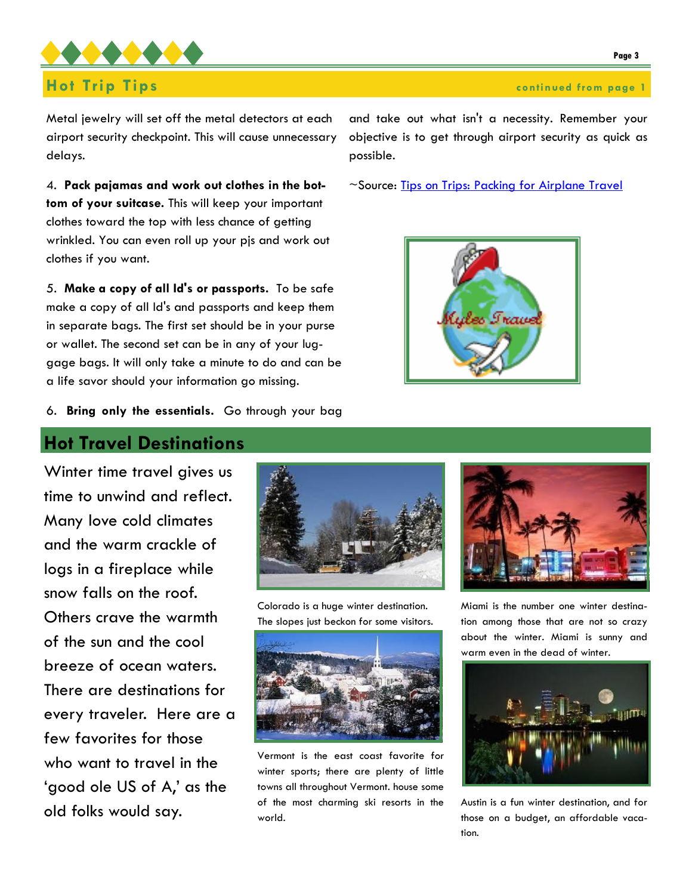## Hot Trip Tips

continued from page 1

Metal jewelry will set off the metal detectors at each airport security checkpoint. This will cause unnecessary delays.

4. **Pack pajamas and work out clothes in the bottom of your suitcase.** This will keep your important clothes toward the top with less chance of getting wrinkled. You can even roll up your pjs and work out clothes if you want.

5. **Make a copy of all Id's or passports.** To be safe make a copy of all Id's and passports and keep them in separate bags. The first set should be in your purse or wallet. The second set can be in any of your luggage bags. It will only take a minute to do and can be a life savor should your information go missing.

6. **Bring only the essentials.** Go through your bag and take out what isn't a necessity. Remember your objective is to get through airport security as quick as possible.

~Source: [Tips on Trips: Packing for Airplane Travel]

## Hot Travel Destinations

Winter time travel gives us time to unwind and reflect. Many love cold climates and the warm crackle of logs in a fireplace while snow falls on the roof. Others crave the warmth of the sun and the cool breeze of ocean waters. There are destinations for every traveler. Here are a few favorites for those who want to travel in the 'good ole US of A,' as the old folks would say.

Colorado is a huge winter destination. The slopes just beckon for some visitors.

Vermont is the east coast favorite for winter sports; there are plenty of little towns all throughout Vermont. house some of the most charming ski resorts in the world.

Miami is the number one winter destination among those that are not so crazy about the winter. Miami is sunny and warm even in the dead of winter.

Austin is a fun winter destination, and for those on a budget, an affordable vacation.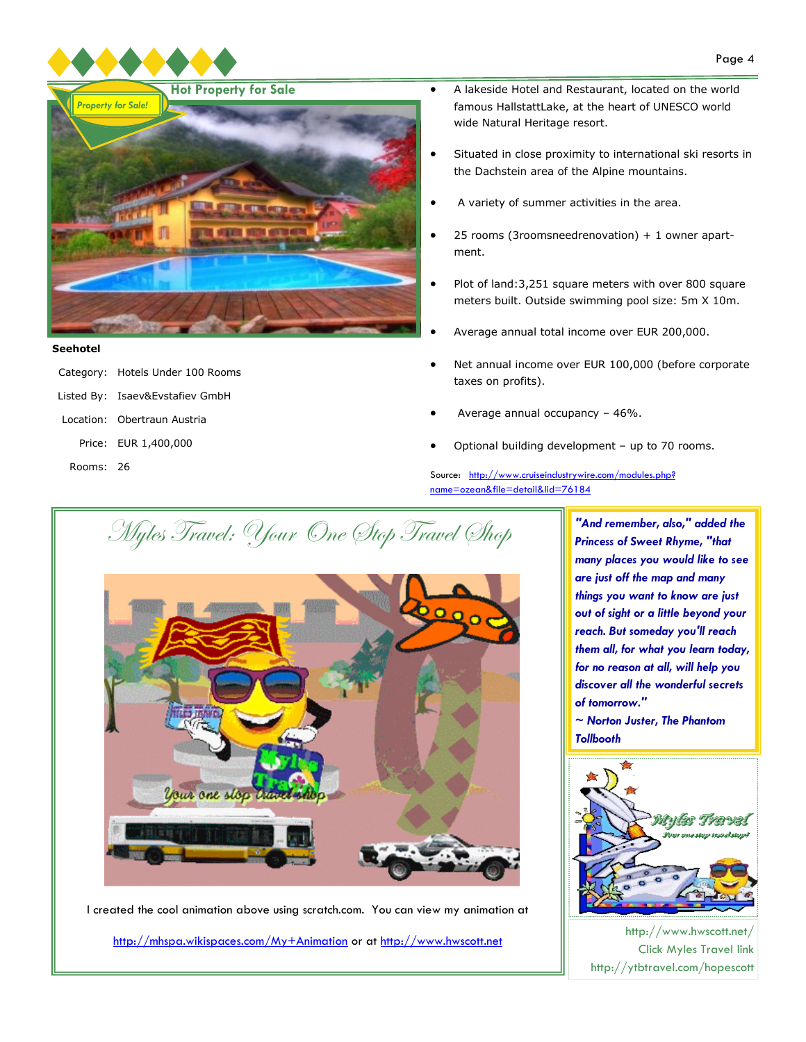## Hot Property for Sale

**Seehotel**

| | |
|---|---|
| Category: | Hotels Under 100 Rooms |
| Listed By: | Isaev&Evstafiev GmbH |
| Location: | Obertraun Austria |
| Price: | EUR 1,400,000 |
| Rooms: | 26 |

- A lakeside Hotel and Restaurant, located on the world famous HallstattLake, at the heart of UNESCO world wide Natural Heritage resort.
- Situated in close proximity to international ski resorts in the Dachstein area of the Alpine mountains.
- A variety of summer activities in the area.
- 25 rooms (3roomsneedrenovation) + 1 owner apart-ment.
- Plot of land:3,251 square meters with over 800 square meters built. Outside swimming pool size: 5m X 10m.
- Average annual total income over EUR 200,000.
- Net annual income over EUR 100,000 (before corporate taxes on profits).
- Average annual occupancy – 46%.
- Optional building development – up to 70 rooms.

Source: http://www.cruiseindustrywire.com/modules.php?name=ozean&file=detail&lid=76184

## Myles Travel: Your One Stop Travel Shop

I created the cool animation above using scratch.com. You can view my animation at

http://mhspa.wikispaces.com/My+Animation or at http://www.hwscott.net

***"And remember, also," added the Princess of Sweet Rhyme, "that many places you would like to see are just off the map and many things you want to know are just out of sight or a little beyond your reach. But someday you'll reach them all, for what you learn today, for no reason at all, will help you discover all the wonderful secrets of tomorrow."***

***~ Norton Juster, The Phantom Tollbooth***

http://www.hwscott.net/
Click Myles Travel link
http://ytbtravel.com/hopescott